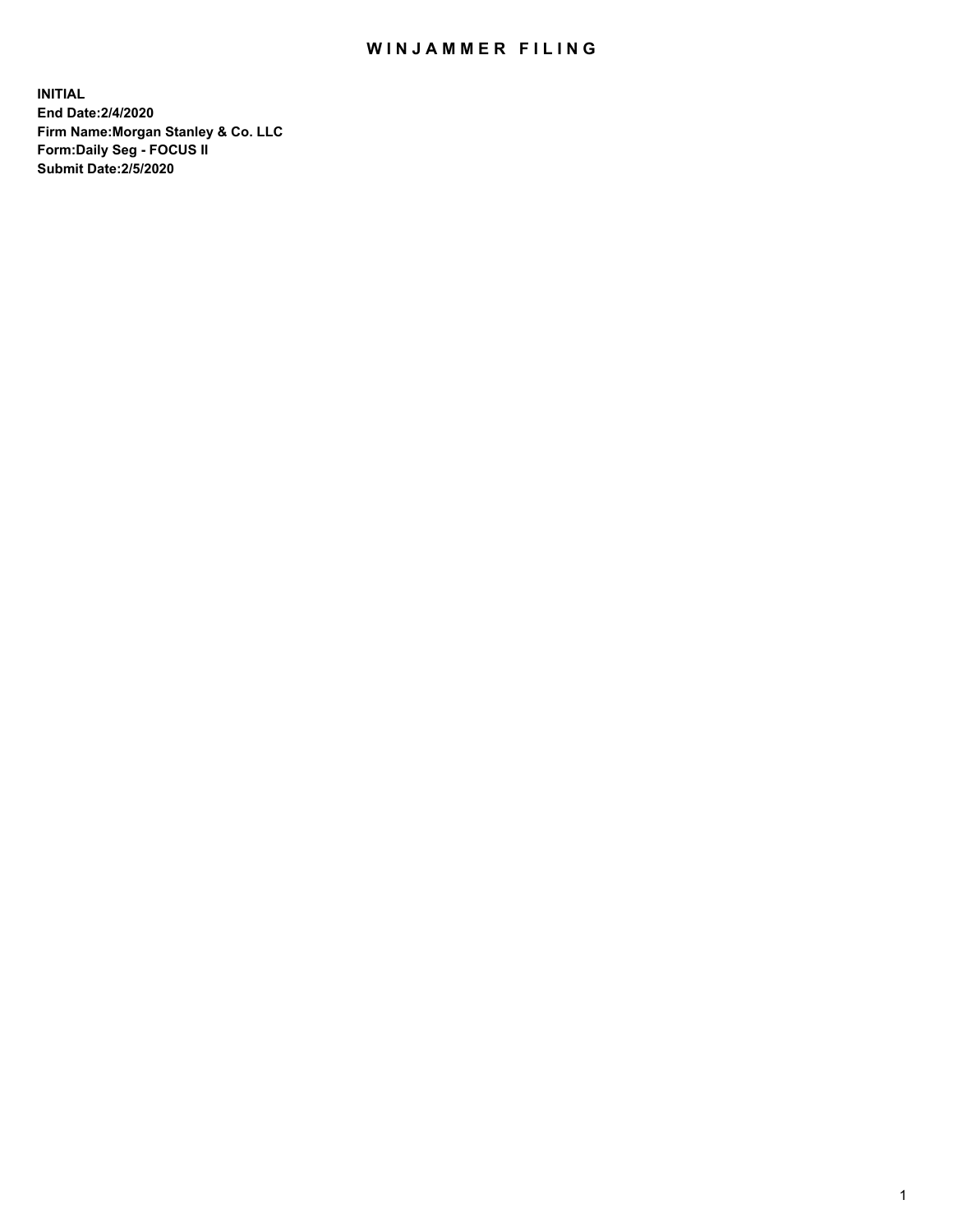# WINJAMMER FILING

**INITIAL**
**End Date:2/4/2020**
**Firm Name:Morgan Stanley & Co. LLC**
**Form:Daily Seg - FOCUS II**
**Submit Date:2/5/2020**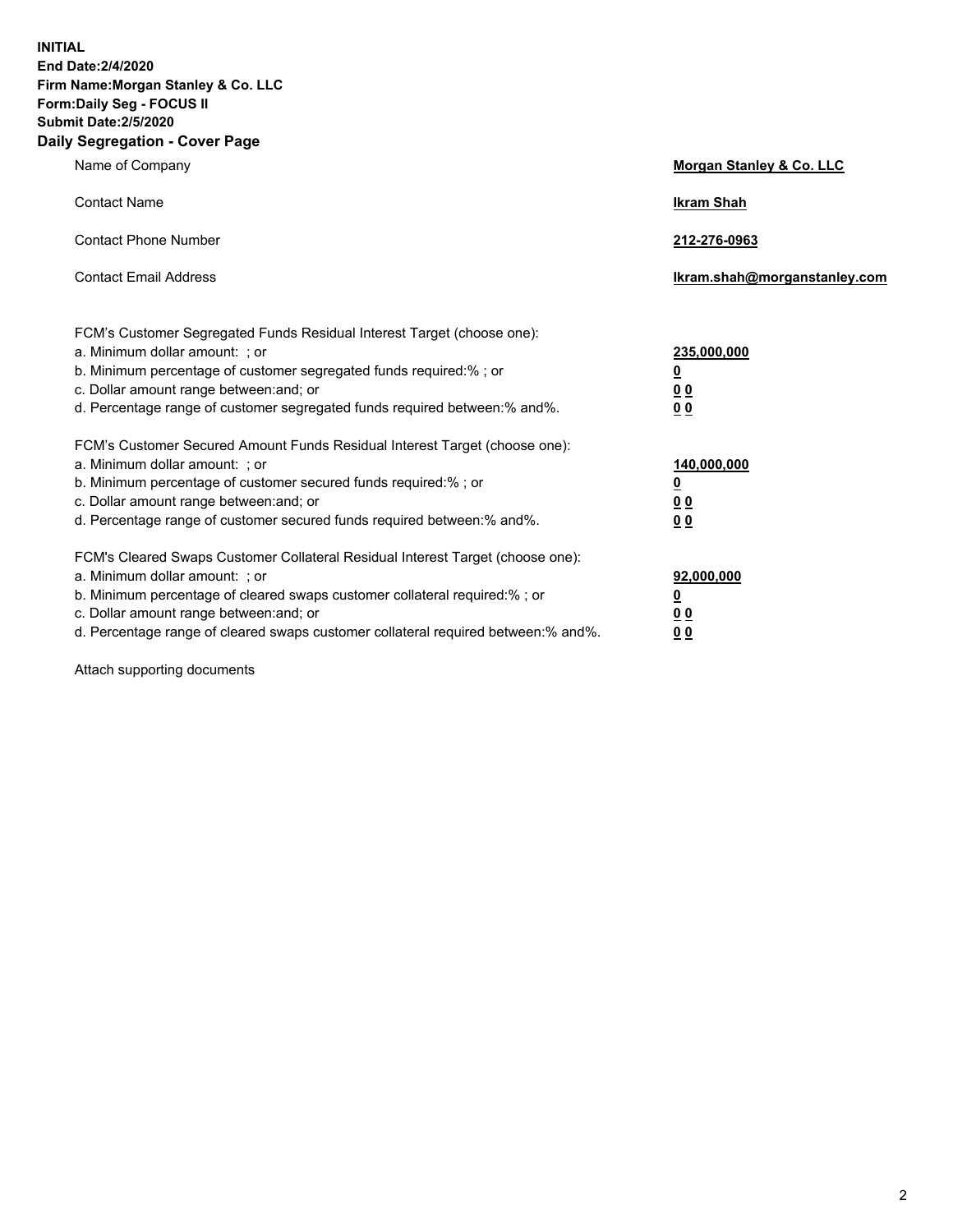**INITIAL**
**End Date:2/4/2020**
**Firm Name:Morgan Stanley & Co. LLC**
**Form:Daily Seg - FOCUS II**
**Submit Date:2/5/2020**
**Daily Segregation - Cover Page**

| | |
|---|---|
| Name of Company | **Morgan Stanley & Co. LLC** |
| Contact Name | **Ikram Shah** |
| Contact Phone Number | **212-276-0963** |
| Contact Email Address | **Ikram.shah@morganstanley.com** |

| | |
|---|---|
| FCM's Customer Segregated Funds Residual Interest Target (choose one): | |
| a. Minimum dollar amount: ; or | **235,000,000** |
| b. Minimum percentage of customer segregated funds required:% ; or | **0** |
| c. Dollar amount range between:and; or | **0 0** |
| d. Percentage range of customer segregated funds required between:% and%. | **0 0** |
| FCM's Customer Secured Amount Funds Residual Interest Target (choose one): | |
| a. Minimum dollar amount: ; or | **140,000,000** |
| b. Minimum percentage of customer secured funds required:% ; or | **0** |
| c. Dollar amount range between:and; or | **0 0** |
| d. Percentage range of customer secured funds required between:% and%. | **0 0** |
| FCM's Cleared Swaps Customer Collateral Residual Interest Target (choose one): | |
| a. Minimum dollar amount: ; or | **92,000,000** |
| b. Minimum percentage of cleared swaps customer collateral required:% ; or | **0** |
| c. Dollar amount range between:and; or | **0 0** |
| d. Percentage range of cleared swaps customer collateral required between:% and%. | **0 0** |

Attach supporting documents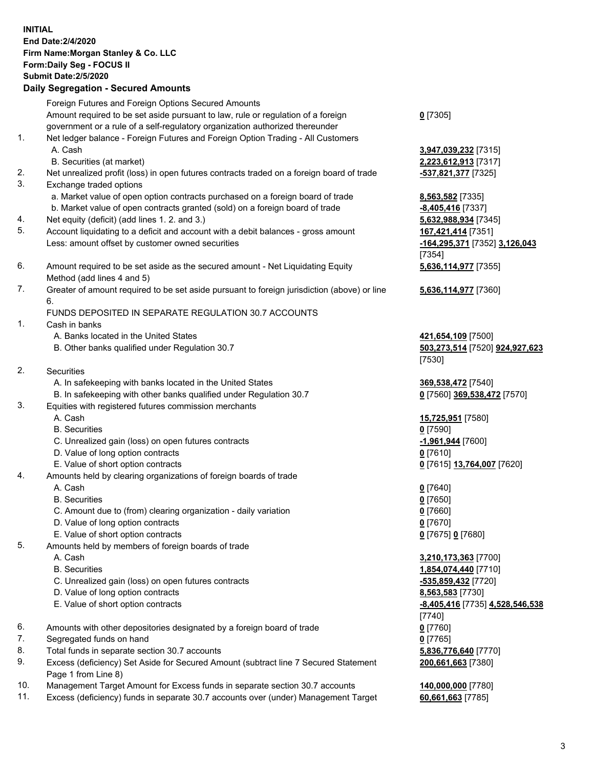**INITIAL**
**End Date:2/4/2020**
**Firm Name:Morgan Stanley & Co. LLC**
**Form:Daily Seg - FOCUS II**
**Submit Date:2/5/2020**

## Daily Segregation - Secured Amounts

| | | |
|---|---|---|
| | Foreign Futures and Foreign Options Secured Amounts | |
| | Amount required to be set aside pursuant to law, rule or regulation of a foreign government or a rule of a self-regulatory organization authorized thereunder | **0** [7305] |
| 1. | Net ledger balance - Foreign Futures and Foreign Option Trading - All Customers | |
| | A. Cash | **3,947,039,232** [7315] |
| | B. Securities (at market) | **2,223,612,913** [7317] |
| 2. | Net unrealized profit (loss) in open futures contracts traded on a foreign board of trade | **-537,821,377** [7325] |
| 3. | Exchange traded options | |
| | a. Market value of open option contracts purchased on a foreign board of trade | **8,563,582** [7335] |
| | b. Market value of open contracts granted (sold) on a foreign board of trade | **-8,405,416** [7337] |
| 4. | Net equity (deficit) (add lines 1. 2. and 3.) | **5,632,988,934** [7345] |
| 5. | Account liquidating to a deficit and account with a debit balances - gross amount | **167,421,414** [7351] |
| | Less: amount offset by customer owned securities | **-164,295,371** [7352] **3,126,043** [7354] |
| 6. | Amount required to be set aside as the secured amount - Net Liquidating Equity Method (add lines 4 and 5) | **5,636,114,977** [7355] |
| 7. | Greater of amount required to be set aside pursuant to foreign jurisdiction (above) or line 6. | **5,636,114,977** [7360] |
| | FUNDS DEPOSITED IN SEPARATE REGULATION 30.7 ACCOUNTS | |
| 1. | Cash in banks | |
| | A. Banks located in the United States | **421,654,109** [7500] |
| | B. Other banks qualified under Regulation 30.7 | **503,273,514** [7520] **924,927,623** [7530] |
| 2. | Securities | |
| | A. In safekeeping with banks located in the United States | **369,538,472** [7540] |
| | B. In safekeeping with other banks qualified under Regulation 30.7 | **0** [7560] **369,538,472** [7570] |
| 3. | Equities with registered futures commission merchants | |
| | A. Cash | **15,725,951** [7580] |
| | B. Securities | **0** [7590] |
| | C. Unrealized gain (loss) on open futures contracts | **-1,961,944** [7600] |
| | D. Value of long option contracts | **0** [7610] |
| | E. Value of short option contracts | **0** [7615] **13,764,007** [7620] |
| 4. | Amounts held by clearing organizations of foreign boards of trade | |
| | A. Cash | **0** [7640] |
| | B. Securities | **0** [7650] |
| | C. Amount due to (from) clearing organization - daily variation | **0** [7660] |
| | D. Value of long option contracts | **0** [7670] |
| | E. Value of short option contracts | **0** [7675] **0** [7680] |
| 5. | Amounts held by members of foreign boards of trade | |
| | A. Cash | **3,210,173,363** [7700] |
| | B. Securities | **1,854,074,440** [7710] |
| | C. Unrealized gain (loss) on open futures contracts | **-535,859,432** [7720] |
| | D. Value of long option contracts | **8,563,583** [7730] |
| | E. Value of short option contracts | **-8,405,416** [7735] **4,528,546,538** [7740] |
| 6. | Amounts with other depositories designated by a foreign board of trade | **0** [7760] |
| 7. | Segregated funds on hand | **0** [7765] |
| 8. | Total funds in separate section 30.7 accounts | **5,836,776,640** [7770] |
| 9. | Excess (deficiency) Set Aside for Secured Amount (subtract line 7 Secured Statement Page 1 from Line 8) | **200,661,663** [7380] |
| 10. | Management Target Amount for Excess funds in separate section 30.7 accounts | **140,000,000** [7780] |
| 11. | Excess (deficiency) funds in separate 30.7 accounts over (under) Management Target | **60,661,663** [7785] |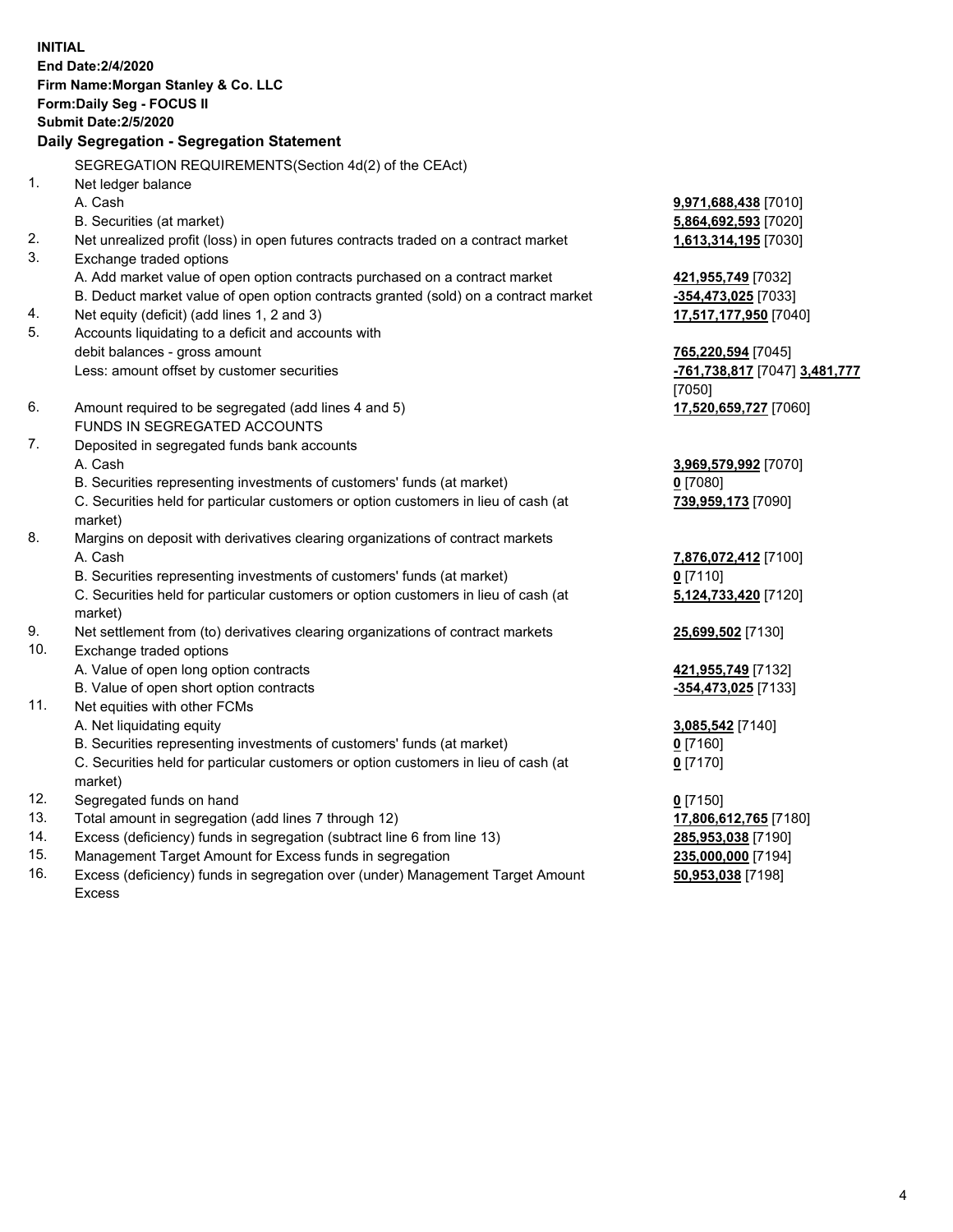**INITIAL**
**End Date:2/4/2020**
**Firm Name:Morgan Stanley & Co. LLC**
**Form:Daily Seg - FOCUS II**
**Submit Date:2/5/2020**

## Daily Segregation - Segregation Statement

SEGREGATION REQUIREMENTS(Section 4d(2) of the CEAct)

| | | |
|---|---|---|
| 1. | Net ledger balance | |
| | A. Cash | **9,971,688,438** [7010] |
| | B. Securities (at market) | **5,864,692,593** [7020] |
| 2. | Net unrealized profit (loss) in open futures contracts traded on a contract market | **1,613,314,195** [7030] |
| 3. | Exchange traded options | |
| | A. Add market value of open option contracts purchased on a contract market | **421,955,749** [7032] |
| | B. Deduct market value of open option contracts granted (sold) on a contract market | **-354,473,025** [7033] |
| 4. | Net equity (deficit) (add lines 1, 2 and 3) | **17,517,177,950** [7040] |
| 5. | Accounts liquidating to a deficit and accounts with debit balances - gross amount | **765,220,594** [7045] |
| | Less: amount offset by customer securities | **-761,738,817** [7047] **3,481,777** [7050] |
| 6. | Amount required to be segregated (add lines 4 and 5) | **17,520,659,727** [7060] |
| | FUNDS IN SEGREGATED ACCOUNTS | |
| 7. | Deposited in segregated funds bank accounts | |
| | A. Cash | **3,969,579,992** [7070] |
| | B. Securities representing investments of customers' funds (at market) | **0** [7080] |
| | C. Securities held for particular customers or option customers in lieu of cash (at market) | **739,959,173** [7090] |
| 8. | Margins on deposit with derivatives clearing organizations of contract markets | |
| | A. Cash | **7,876,072,412** [7100] |
| | B. Securities representing investments of customers' funds (at market) | **0** [7110] |
| | C. Securities held for particular customers or option customers in lieu of cash (at market) | **5,124,733,420** [7120] |
| 9. | Net settlement from (to) derivatives clearing organizations of contract markets | **25,699,502** [7130] |
| 10. | Exchange traded options | |
| | A. Value of open long option contracts | **421,955,749** [7132] |
| | B. Value of open short option contracts | **-354,473,025** [7133] |
| 11. | Net equities with other FCMs | |
| | A. Net liquidating equity | **3,085,542** [7140] |
| | B. Securities representing investments of customers' funds (at market) | **0** [7160] |
| | C. Securities held for particular customers or option customers in lieu of cash (at market) | **0** [7170] |
| 12. | Segregated funds on hand | **0** [7150] |
| 13. | Total amount in segregation (add lines 7 through 12) | **17,806,612,765** [7180] |
| 14. | Excess (deficiency) funds in segregation (subtract line 6 from line 13) | **285,953,038** [7190] |
| 15. | Management Target Amount for Excess funds in segregation | **235,000,000** [7194] |
| 16. | Excess (deficiency) funds in segregation over (under) Management Target Amount Excess | **50,953,038** [7198] |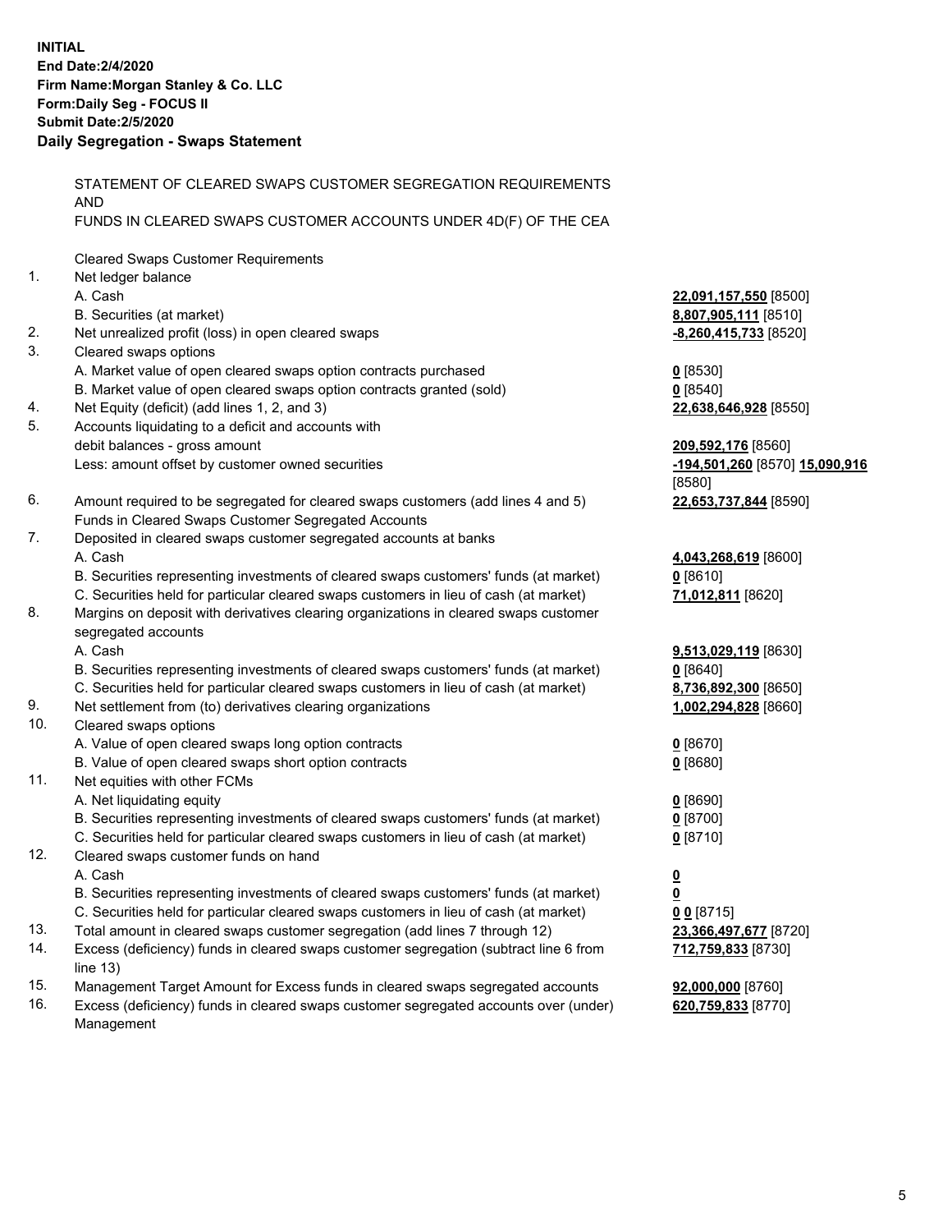**INITIAL**
**End Date:2/4/2020**
**Firm Name:Morgan Stanley & Co. LLC**
**Form:Daily Seg - FOCUS II**
**Submit Date:2/5/2020**
**Daily Segregation - Swaps Statement**

STATEMENT OF CLEARED SWAPS CUSTOMER SEGREGATION REQUIREMENTS AND FUNDS IN CLEARED SWAPS CUSTOMER ACCOUNTS UNDER 4D(F) OF THE CEA

| | | |
|---|---|---|
| | Cleared Swaps Customer Requirements | |
| 1. | Net ledger balance | |
| | A. Cash | **22,091,157,550** [8500] |
| | B. Securities (at market) | **8,807,905,111** [8510] |
| 2. | Net unrealized profit (loss) in open cleared swaps | **-8,260,415,733** [8520] |
| 3. | Cleared swaps options | |
| | A. Market value of open cleared swaps option contracts purchased | **0** [8530] |
| | B. Market value of open cleared swaps option contracts granted (sold) | **0** [8540] |
| 4. | Net Equity (deficit) (add lines 1, 2, and 3) | **22,638,646,928** [8550] |
| 5. | Accounts liquidating to a deficit and accounts with debit balances - gross amount | **209,592,176** [8560] |
| | Less: amount offset by customer owned securities | **-194,501,260** [8570] **15,090,916** [8580] |
| 6. | Amount required to be segregated for cleared swaps customers (add lines 4 and 5) | **22,653,737,844** [8590] |
| | Funds in Cleared Swaps Customer Segregated Accounts | |
| 7. | Deposited in cleared swaps customer segregated accounts at banks | |
| | A. Cash | **4,043,268,619** [8600] |
| | B. Securities representing investments of cleared swaps customers' funds (at market) | **0** [8610] |
| | C. Securities held for particular cleared swaps customers in lieu of cash (at market) | **71,012,811** [8620] |
| 8. | Margins on deposit with derivatives clearing organizations in cleared swaps customer segregated accounts | |
| | A. Cash | **9,513,029,119** [8630] |
| | B. Securities representing investments of cleared swaps customers' funds (at market) | **0** [8640] |
| | C. Securities held for particular cleared swaps customers in lieu of cash (at market) | **8,736,892,300** [8650] |
| 9. | Net settlement from (to) derivatives clearing organizations | **1,002,294,828** [8660] |
| 10. | Cleared swaps options | |
| | A. Value of open cleared swaps long option contracts | **0** [8670] |
| | B. Value of open cleared swaps short option contracts | **0** [8680] |
| 11. | Net equities with other FCMs | |
| | A. Net liquidating equity | **0** [8690] |
| | B. Securities representing investments of cleared swaps customers' funds (at market) | **0** [8700] |
| | C. Securities held for particular cleared swaps customers in lieu of cash (at market) | **0** [8710] |
| 12. | Cleared swaps customer funds on hand | |
| | A. Cash | **0** |
| | B. Securities representing investments of cleared swaps customers' funds (at market) | **0** |
| | C. Securities held for particular cleared swaps customers in lieu of cash (at market) | **0** **0** [8715] |
| 13. | Total amount in cleared swaps customer segregation (add lines 7 through 12) | **23,366,497,677** [8720] |
| 14. | Excess (deficiency) funds in cleared swaps customer segregation (subtract line 6 from line 13) | **712,759,833** [8730] |
| 15. | Management Target Amount for Excess funds in cleared swaps segregated accounts | **92,000,000** [8760] |
| 16. | Excess (deficiency) funds in cleared swaps customer segregated accounts over (under) Management | **620,759,833** [8770] |